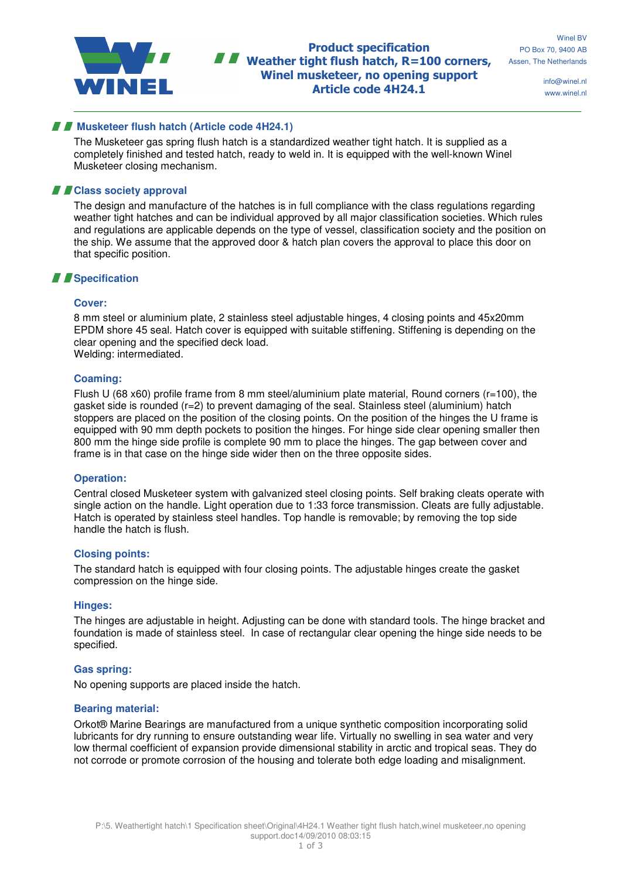# Product specification
## Weather tight flush hatch, R=100 corners, Winel musketeer, no opening support
## Article code 4H24.1

Winel BV
PO Box 70, 9400 AB
Assen, The Netherlands

info@winel.nl
www.winel.nl

## Musketeer flush hatch (Article code 4H24.1)

The Musketeer gas spring flush hatch is a standardized weather tight hatch. It is supplied as a completely finished and tested hatch, ready to weld in. It is equipped with the well-known Winel Musketeer closing mechanism.

## Class society approval

The design and manufacture of the hatches is in full compliance with the class regulations regarding weather tight hatches and can be individual approved by all major classification societies. Which rules and regulations are applicable depends on the type of vessel, classification society and the position on the ship. We assume that the approved door & hatch plan covers the approval to place this door on that specific position.

## Specification

### Cover:

8 mm steel or aluminium plate, 2 stainless steel adjustable hinges, 4 closing points and 45x20mm EPDM shore 45 seal. Hatch cover is equipped with suitable stiffening. Stiffening is depending on the clear opening and the specified deck load.
Welding: intermediated.

### Coaming:

Flush U (68 x60) profile frame from 8 mm steel/aluminium plate material, Round corners (r=100), the gasket side is rounded (r=2) to prevent damaging of the seal. Stainless steel (aluminium) hatch stoppers are placed on the position of the closing points. On the position of the hinges the U frame is equipped with 90 mm depth pockets to position the hinges. For hinge side clear opening smaller then 800 mm the hinge side profile is complete 90 mm to place the hinges. The gap between cover and frame is in that case on the hinge side wider then on the three opposite sides.

### Operation:

Central closed Musketeer system with galvanized steel closing points. Self braking cleats operate with single action on the handle. Light operation due to 1:33 force transmission. Cleats are fully adjustable. Hatch is operated by stainless steel handles. Top handle is removable; by removing the top side handle the hatch is flush.

### Closing points:

The standard hatch is equipped with four closing points. The adjustable hinges create the gasket compression on the hinge side.

### Hinges:

The hinges are adjustable in height. Adjusting can be done with standard tools. The hinge bracket and foundation is made of stainless steel. In case of rectangular clear opening the hinge side needs to be specified.

### Gas spring:

No opening supports are placed inside the hatch.

### Bearing material:

Orkot® Marine Bearings are manufactured from a unique synthetic composition incorporating solid lubricants for dry running to ensure outstanding wear life. Virtually no swelling in sea water and very low thermal coefficient of expansion provide dimensional stability in arctic and tropical seas. They do not corrode or promote corrosion of the housing and tolerate both edge loading and misalignment.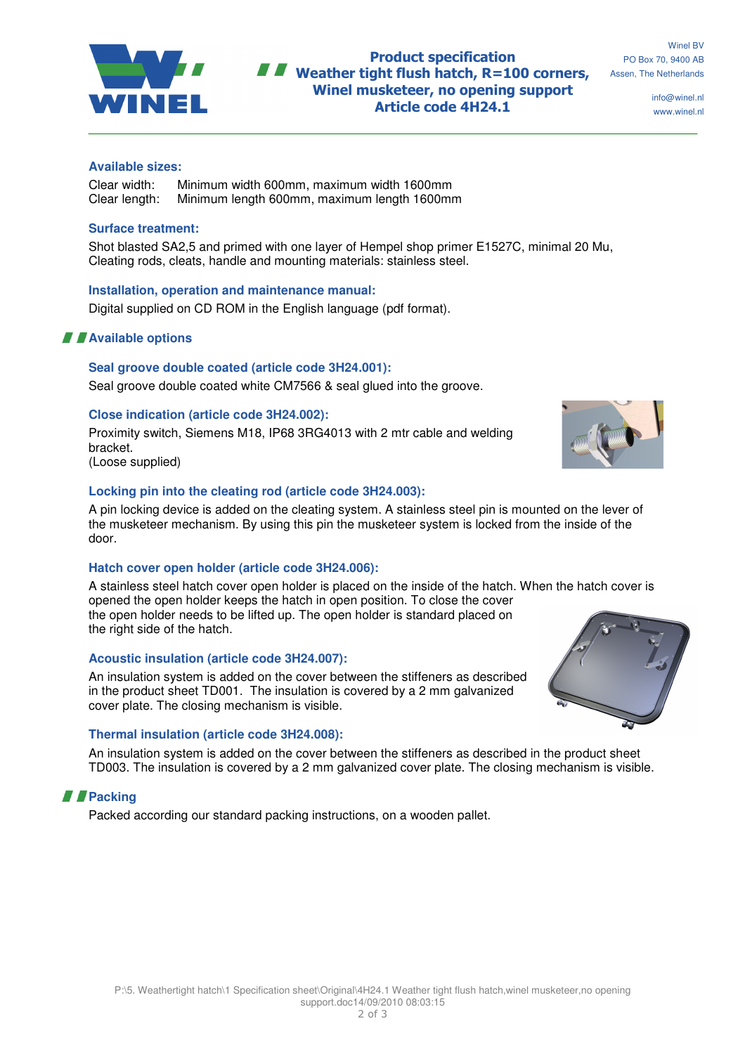### Available sizes:

Clear width: Minimum width 600mm, maximum width 1600mm
Clear length: Minimum length 600mm, maximum length 1600mm

### Surface treatment:

Shot blasted SA2,5 and primed with one layer of Hempel shop primer E1527C, minimal 20 Mu,
Cleating rods, cleats, handle and mounting materials: stainless steel.

### Installation, operation and maintenance manual:

Digital supplied on CD ROM in the English language (pdf format).

## Available options

### Seal groove double coated (article code 3H24.001):

Seal groove double coated white CM7566 & seal glued into the groove.

### Close indication (article code 3H24.002):

Proximity switch, Siemens M18, IP68 3RG4013 with 2 mtr cable and welding bracket.
(Loose supplied)

### Locking pin into the cleating rod (article code 3H24.003):

A pin locking device is added on the cleating system. A stainless steel pin is mounted on the lever of the musketeer mechanism. By using this pin the musketeer system is locked from the inside of the door.

### Hatch cover open holder (article code 3H24.006):

A stainless steel hatch cover open holder is placed on the inside of the hatch. When the hatch cover is opened the open holder keeps the hatch in open position. To close the cover the open holder needs to be lifted up. The open holder is standard placed on the right side of the hatch.

### Acoustic insulation (article code 3H24.007):

An insulation system is added on the cover between the stiffeners as described in the product sheet TD001. The insulation is covered by a 2 mm galvanized cover plate. The closing mechanism is visible.

### Thermal insulation (article code 3H24.008):

An insulation system is added on the cover between the stiffeners as described in the product sheet TD003. The insulation is covered by a 2 mm galvanized cover plate. The closing mechanism is visible.

## Packing

Packed according our standard packing instructions, on a wooden pallet.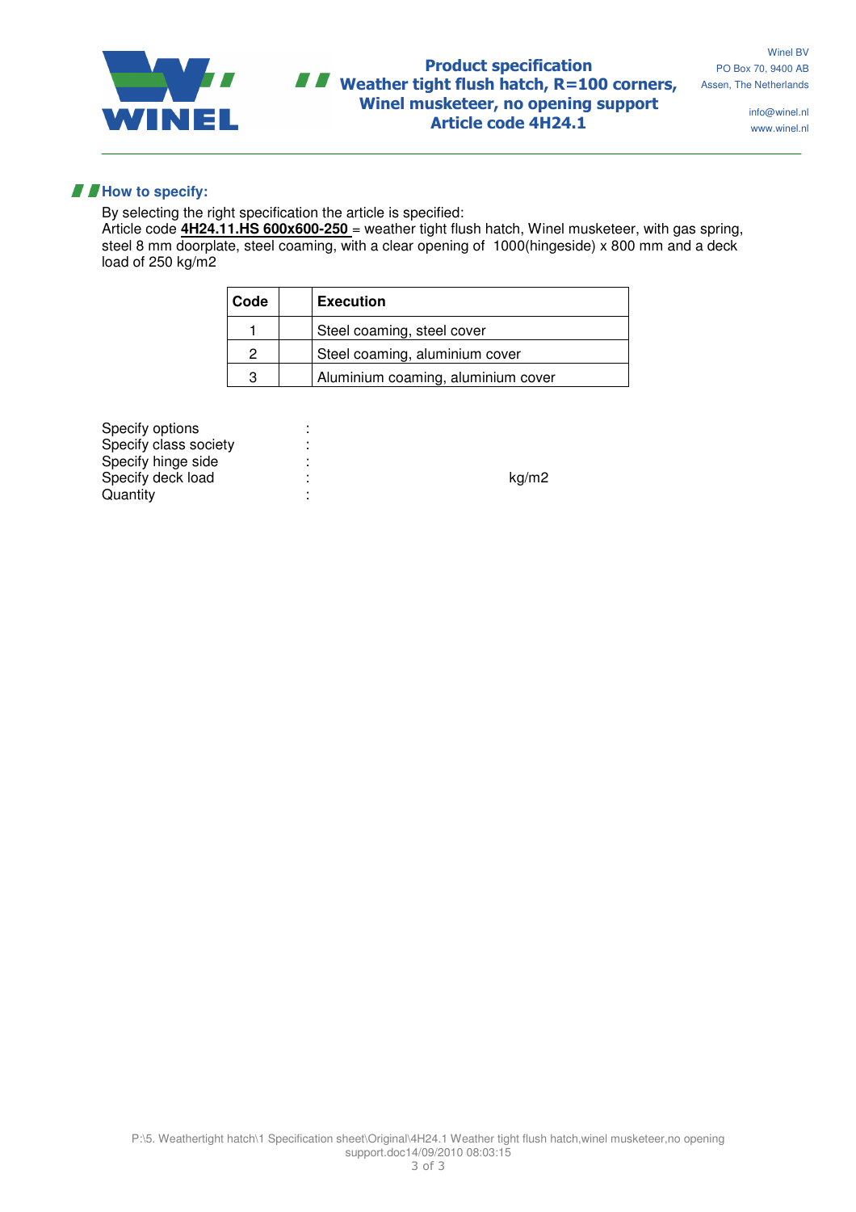## How to specify:

By selecting the right specification the article is specified:
Article code **4H24.11.HS 600x600-250** = weather tight flush hatch, Winel musketeer, with gas spring, steel 8 mm doorplate, steel coaming, with a clear opening of 1000(hingeside) x 800 mm and a deck load of 250 kg/m2

| Code | | Execution |
|---|---|---|
| 1 | | Steel coaming, steel cover |
| 2 | | Steel coaming, aluminium cover |
| 3 | | Aluminium coaming, aluminium cover |

Specify options :
Specify class society :
Specify hinge side :
Specify deck load : kg/m2
Quantity :